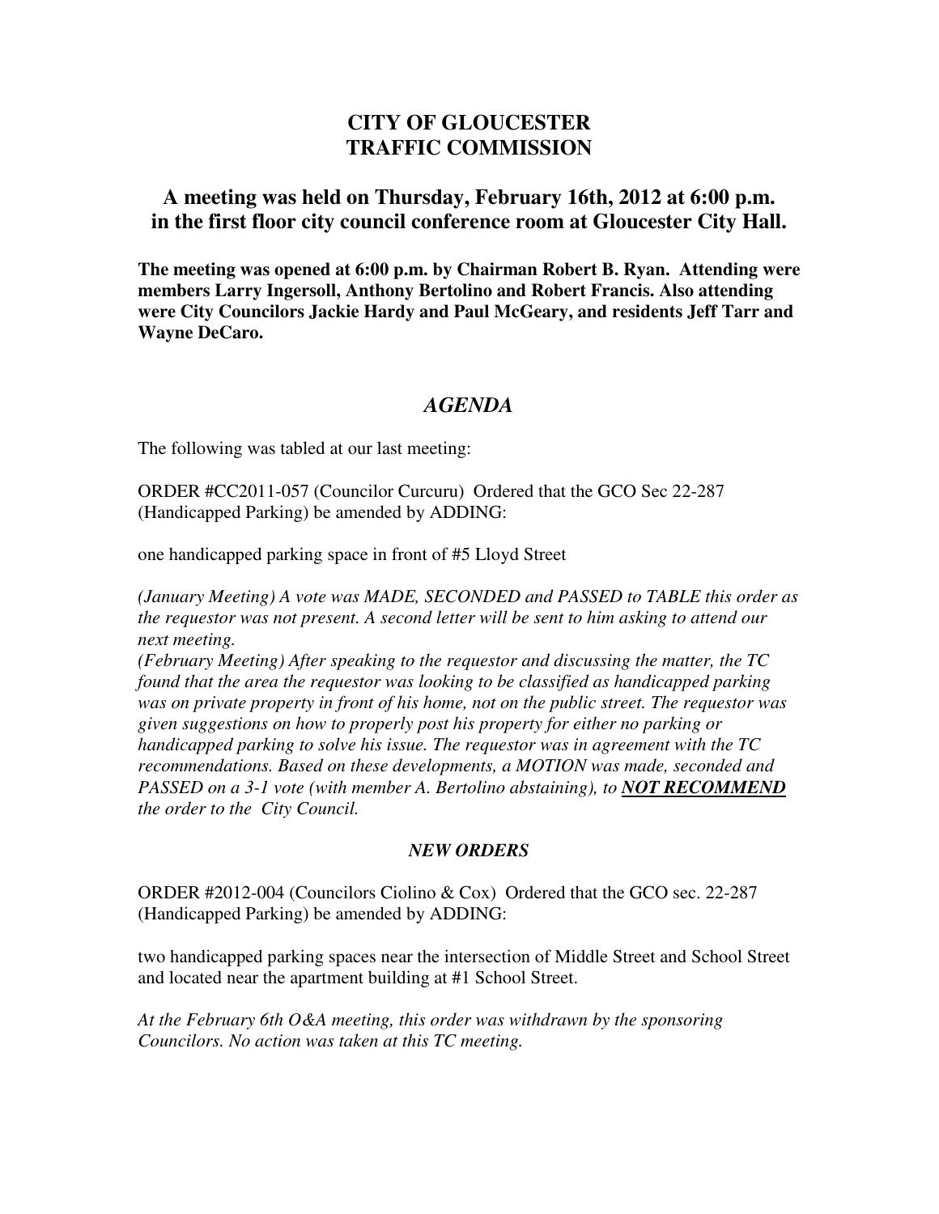# CITY OF GLOUCESTER
# TRAFFIC COMMISSION

## A meeting was held on Thursday, February 16th, 2012 at 6:00 p.m. in the first floor city council conference room at Gloucester City Hall.

**The meeting was opened at 6:00 p.m. by Chairman Robert B. Ryan. Attending were members Larry Ingersoll, Anthony Bertolino and Robert Francis. Also attending were City Councilors Jackie Hardy and Paul McGeary, and residents Jeff Tarr and Wayne DeCaro.**

## *AGENDA*

The following was tabled at our last meeting:

ORDER #CC2011-057 (Councilor Curcuru) Ordered that the GCO Sec 22-287 (Handicapped Parking) be amended by ADDING:

one handicapped parking space in front of #5 Lloyd Street

*(January Meeting) A vote was MADE, SECONDED and PASSED to TABLE this order as the requestor was not present. A second letter will be sent to him asking to attend our next meeting.*
*(February Meeting) After speaking to the requestor and discussing the matter, the TC found that the area the requestor was looking to be classified as handicapped parking was on private property in front of his home, not on the public street. The requestor was given suggestions on how to properly post his property for either no parking or handicapped parking to solve his issue. The requestor was in agreement with the TC recommendations. Based on these developments, a MOTION was made, seconded and PASSED on a 3-1 vote (with member A. Bertolino abstaining), to* ***<u>NOT RECOMMEND</u>*** *the order to the City Council.*

### *NEW ORDERS*

ORDER #2012-004 (Councilors Ciolino & Cox) Ordered that the GCO sec. 22-287 (Handicapped Parking) be amended by ADDING:

two handicapped parking spaces near the intersection of Middle Street and School Street and located near the apartment building at #1 School Street.

*At the February 6th O&A meeting, this order was withdrawn by the sponsoring Councilors. No action was taken at this TC meeting.*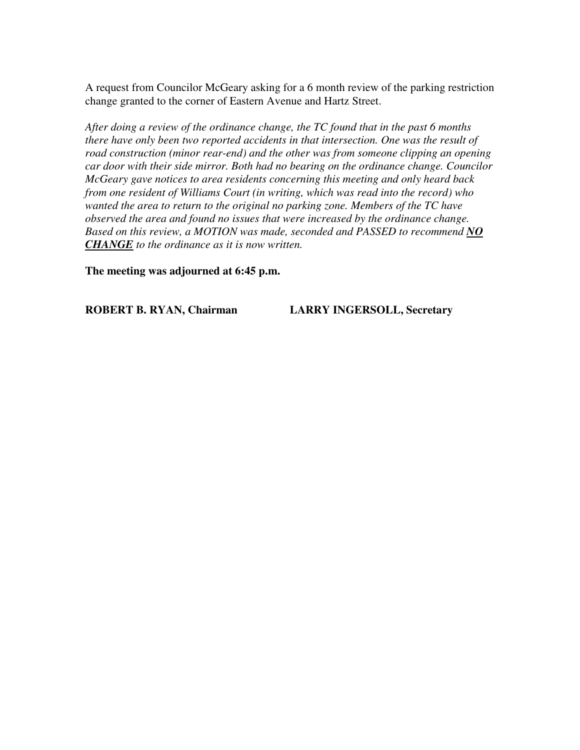A request from Councilor McGeary asking for a 6 month review of the parking restriction change granted to the corner of Eastern Avenue and Hartz Street.

*After doing a review of the ordinance change, the TC found that in the past 6 months there have only been two reported accidents in that intersection. One was the result of road construction (minor rear-end) and the other was from someone clipping an opening car door with their side mirror. Both had no bearing on the ordinance change. Councilor McGeary gave notices to area residents concerning this meeting and only heard back from one resident of Williams Court (in writing, which was read into the record) who wanted the area to return to the original no parking zone. Members of the TC have observed the area and found no issues that were increased by the ordinance change. Based on this review, a MOTION was made, seconded and PASSED to recommend **NO CHANGE** to the ordinance as it is now written.*

**The meeting was adjourned at 6:45 p.m.**

**ROBERT B. RYAN, Chairman** **LARRY INGERSOLL, Secretary**